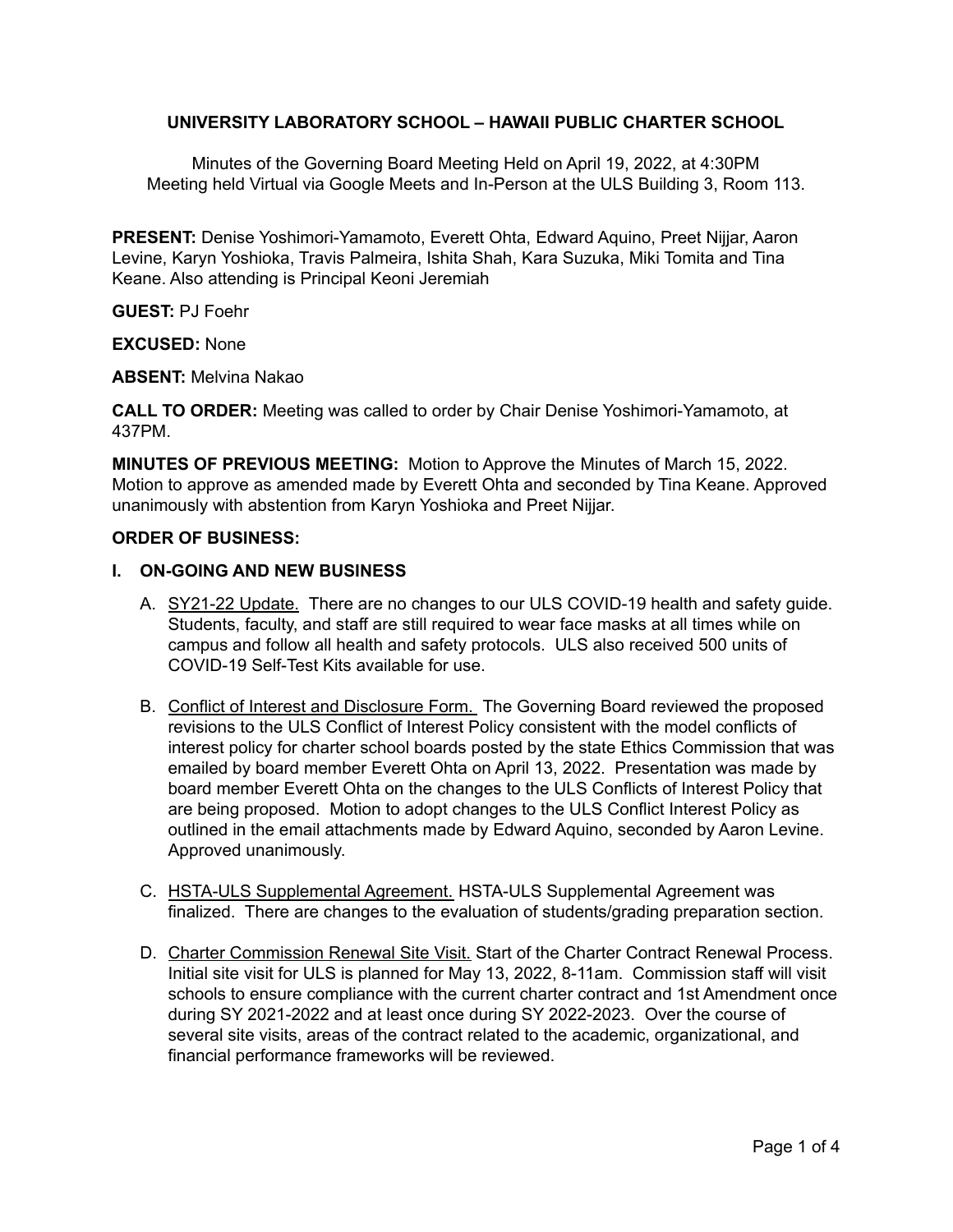**UNIVERSITY LABORATORY SCHOOL – HAWAII PUBLIC CHARTER SCHOOL**

Minutes of the Governing Board Meeting Held on April 19, 2022, at 4:30PM
Meeting held Virtual via Google Meets and In-Person at the ULS Building 3, Room 113.

**PRESENT:** Denise Yoshimori-Yamamoto, Everett Ohta, Edward Aquino, Preet Nijjar, Aaron Levine, Karyn Yoshioka, Travis Palmeira, Ishita Shah, Kara Suzuka, Miki Tomita and Tina Keane. Also attending is Principal Keoni Jeremiah

**GUEST:** PJ Foehr

**EXCUSED:** None

**ABSENT:** Melvina Nakao

**CALL TO ORDER:** Meeting was called to order by Chair Denise Yoshimori-Yamamoto, at 437PM.

**MINUTES OF PREVIOUS MEETING:** Motion to Approve the Minutes of March 15, 2022. Motion to approve as amended made by Everett Ohta and seconded by Tina Keane. Approved unanimously with abstention from Karyn Yoshioka and Preet Nijjar.

**ORDER OF BUSINESS:**

**I. ON-GOING AND NEW BUSINESS**

A. SY21-22 Update. There are no changes to our ULS COVID-19 health and safety guide. Students, faculty, and staff are still required to wear face masks at all times while on campus and follow all health and safety protocols. ULS also received 500 units of COVID-19 Self-Test Kits available for use.

B. Conflict of Interest and Disclosure Form. The Governing Board reviewed the proposed revisions to the ULS Conflict of Interest Policy consistent with the model conflicts of interest policy for charter school boards posted by the state Ethics Commission that was emailed by board member Everett Ohta on April 13, 2022. Presentation was made by board member Everett Ohta on the changes to the ULS Conflicts of Interest Policy that are being proposed. Motion to adopt changes to the ULS Conflict Interest Policy as outlined in the email attachments made by Edward Aquino, seconded by Aaron Levine. Approved unanimously.

C. HSTA-ULS Supplemental Agreement. HSTA-ULS Supplemental Agreement was finalized. There are changes to the evaluation of students/grading preparation section.

D. Charter Commission Renewal Site Visit. Start of the Charter Contract Renewal Process. Initial site visit for ULS is planned for May 13, 2022, 8-11am. Commission staff will visit schools to ensure compliance with the current charter contract and 1st Amendment once during SY 2021-2022 and at least once during SY 2022-2023. Over the course of several site visits, areas of the contract related to the academic, organizational, and financial performance frameworks will be reviewed.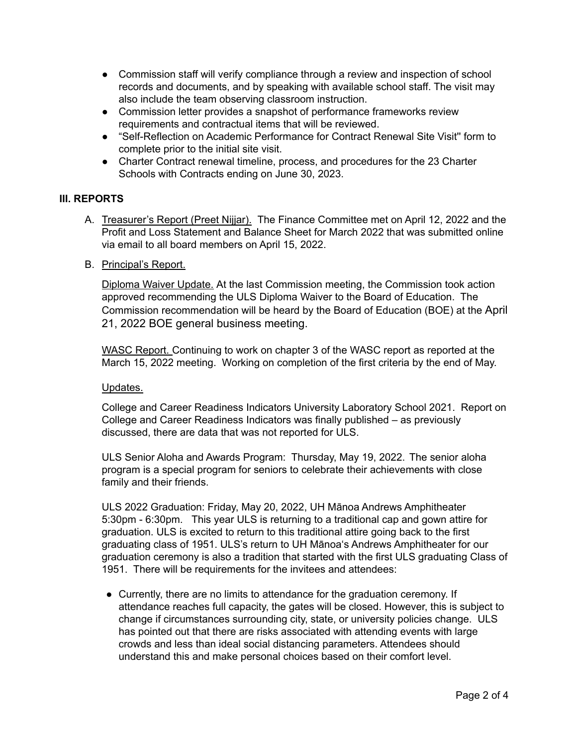- Commission staff will verify compliance through a review and inspection of school records and documents, and by speaking with available school staff. The visit may also include the team observing classroom instruction.
- Commission letter provides a snapshot of performance frameworks review requirements and contractual items that will be reviewed.
- "Self-Reflection on Academic Performance for Contract Renewal Site Visit" form to complete prior to the initial site visit.
- Charter Contract renewal timeline, process, and procedures for the 23 Charter Schools with Contracts ending on June 30, 2023.

## III. REPORTS

A. Treasurer's Report (Preet Nijjar). The Finance Committee met on April 12, 2022 and the Profit and Loss Statement and Balance Sheet for March 2022 that was submitted online via email to all board members on April 15, 2022.

B. Principal's Report.

Diploma Waiver Update. At the last Commission meeting, the Commission took action approved recommending the ULS Diploma Waiver to the Board of Education. The Commission recommendation will be heard by the Board of Education (BOE) at the April 21, 2022 BOE general business meeting.

WASC Report. Continuing to work on chapter 3 of the WASC report as reported at the March 15, 2022 meeting. Working on completion of the first criteria by the end of May.

Updates.

College and Career Readiness Indicators University Laboratory School 2021. Report on College and Career Readiness Indicators was finally published – as previously discussed, there are data that was not reported for ULS.

ULS Senior Aloha and Awards Program: Thursday, May 19, 2022. The senior aloha program is a special program for seniors to celebrate their achievements with close family and their friends.

ULS 2022 Graduation: Friday, May 20, 2022, UH Mānoa Andrews Amphitheater 5:30pm - 6:30pm. This year ULS is returning to a traditional cap and gown attire for graduation. ULS is excited to return to this traditional attire going back to the first graduating class of 1951. ULS's return to UH Mānoa's Andrews Amphitheater for our graduation ceremony is also a tradition that started with the first ULS graduating Class of 1951. There will be requirements for the invitees and attendees:

- Currently, there are no limits to attendance for the graduation ceremony. If attendance reaches full capacity, the gates will be closed. However, this is subject to change if circumstances surrounding city, state, or university policies change. ULS has pointed out that there are risks associated with attending events with large crowds and less than ideal social distancing parameters. Attendees should understand this and make personal choices based on their comfort level.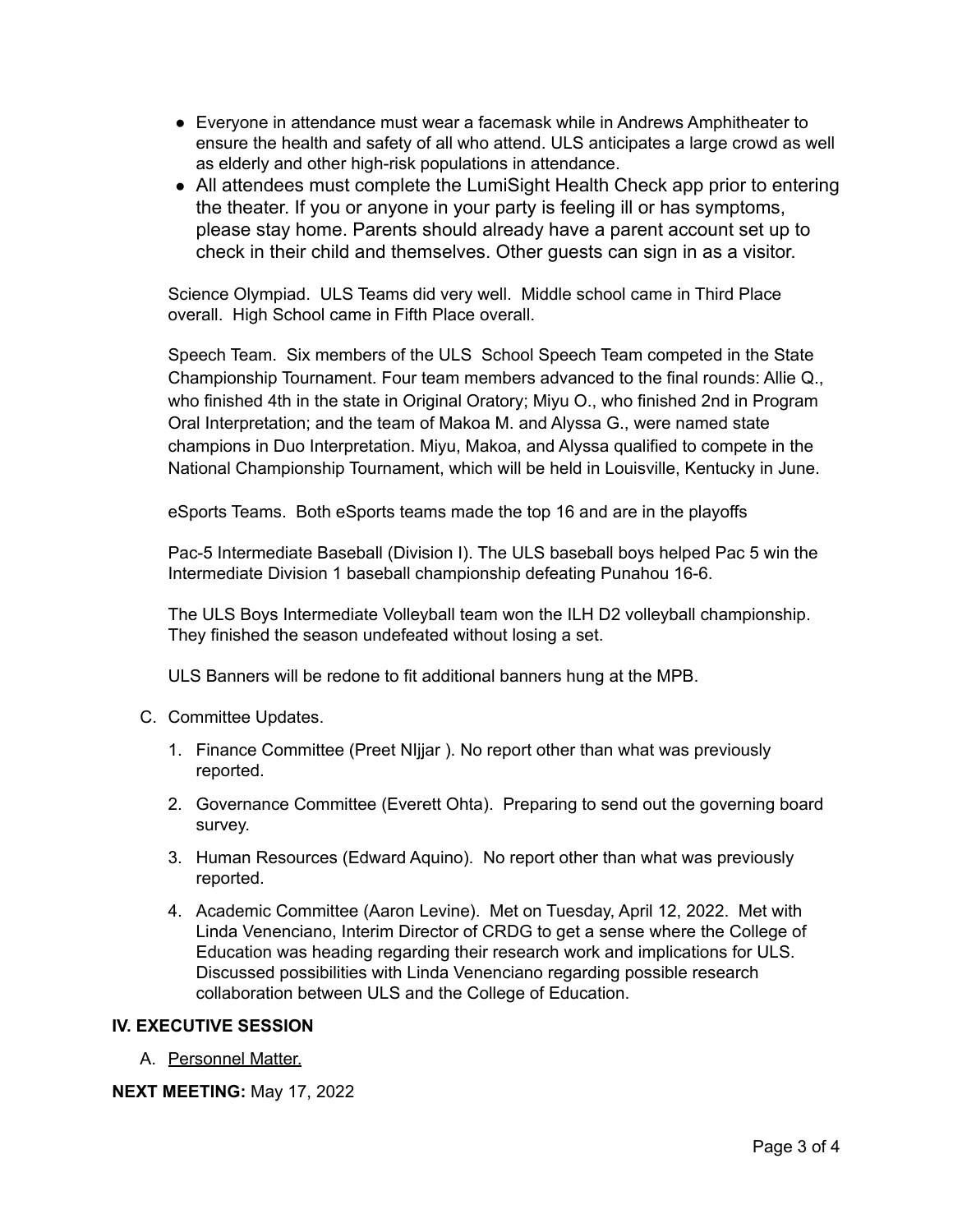- Everyone in attendance must wear a facemask while in Andrews Amphitheater to ensure the health and safety of all who attend. ULS anticipates a large crowd as well as elderly and other high-risk populations in attendance.
- All attendees must complete the LumiSight Health Check app prior to entering the theater. If you or anyone in your party is feeling ill or has symptoms, please stay home. Parents should already have a parent account set up to check in their child and themselves. Other guests can sign in as a visitor.

Science Olympiad. ULS Teams did very well. Middle school came in Third Place overall. High School came in Fifth Place overall.

Speech Team. Six members of the ULS School Speech Team competed in the State Championship Tournament. Four team members advanced to the final rounds: Allie Q., who finished 4th in the state in Original Oratory; Miyu O., who finished 2nd in Program Oral Interpretation; and the team of Makoa M. and Alyssa G., were named state champions in Duo Interpretation. Miyu, Makoa, and Alyssa qualified to compete in the National Championship Tournament, which will be held in Louisville, Kentucky in June.

eSports Teams. Both eSports teams made the top 16 and are in the playoffs

Pac-5 Intermediate Baseball (Division I). The ULS baseball boys helped Pac 5 win the Intermediate Division 1 baseball championship defeating Punahou 16-6.

The ULS Boys Intermediate Volleyball team won the ILH D2 volleyball championship. They finished the season undefeated without losing a set.

ULS Banners will be redone to fit additional banners hung at the MPB.

C. Committee Updates.

1. Finance Committee (Preet NIjjar ). No report other than what was previously reported.
2. Governance Committee (Everett Ohta). Preparing to send out the governing board survey.
3. Human Resources (Edward Aquino). No report other than what was previously reported.
4. Academic Committee (Aaron Levine). Met on Tuesday, April 12, 2022. Met with Linda Venenciano, Interim Director of CRDG to get a sense where the College of Education was heading regarding their research work and implications for ULS. Discussed possibilities with Linda Venenciano regarding possible research collaboration between ULS and the College of Education.

**IV. EXECUTIVE SESSION**

A. Personnel Matter.

**NEXT MEETING:** May 17, 2022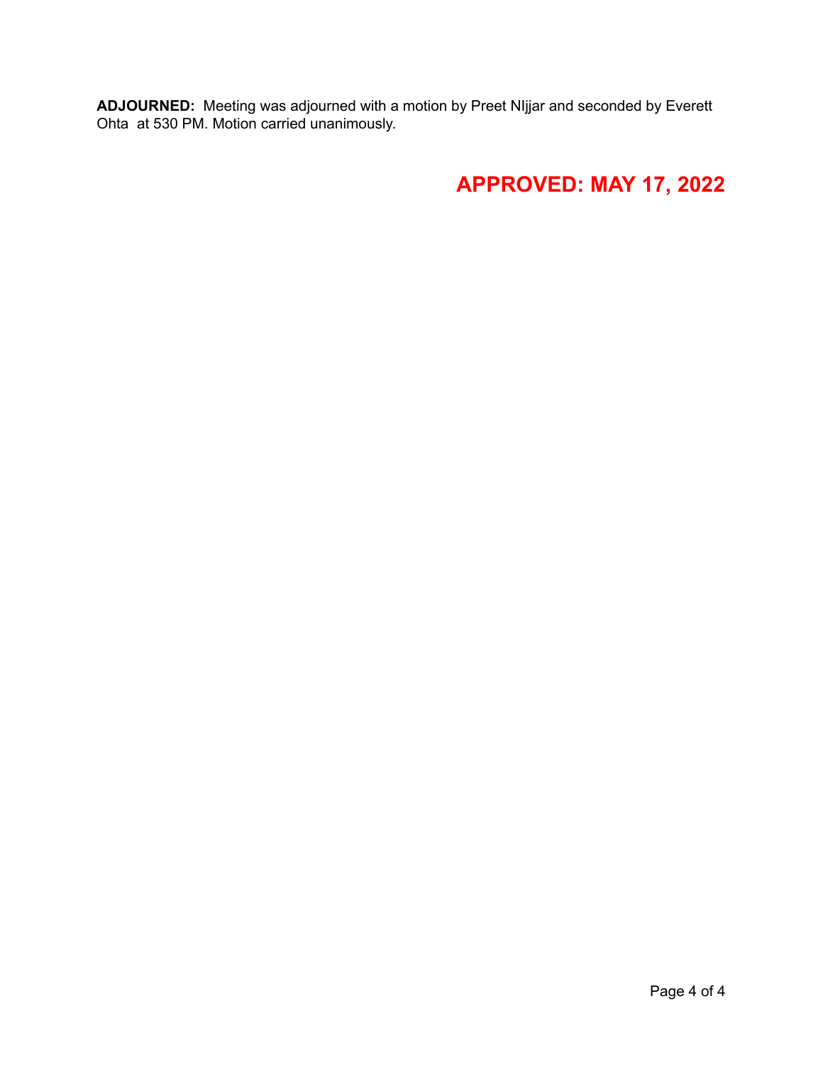**ADJOURNED:** Meeting was adjourned with a motion by Preet NIjjar and seconded by Everett Ohta at 530 PM. Motion carried unanimously.

**APPROVED: MAY 17, 2022**